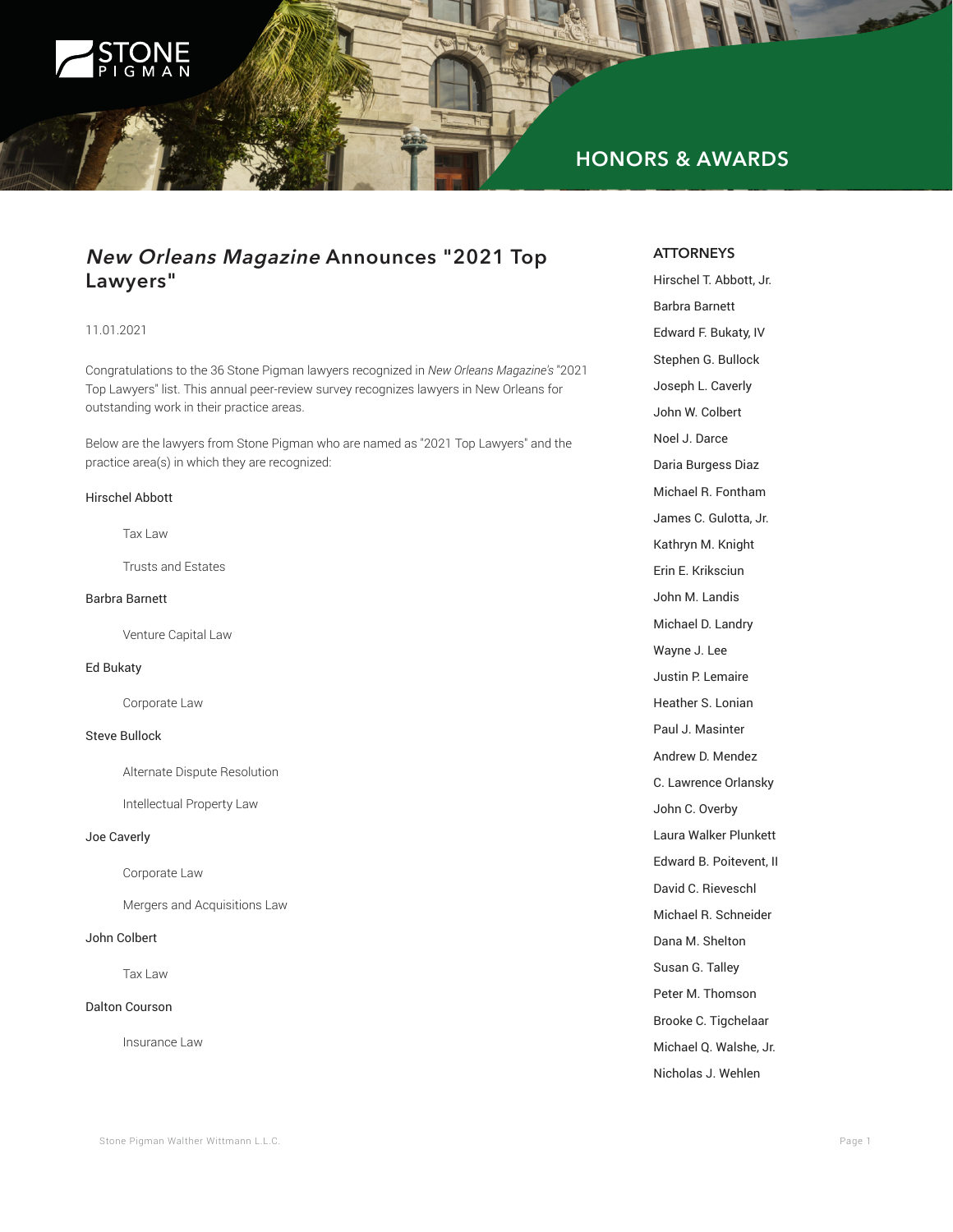HONORS & AWARDS

# *New Orleans Magazine* Announces "2021 Top Lawyers"

11.01.2021

Congratulations to the 36 Stone Pigman lawyers recognized in *New Orleans Magazine's* "2021 Top Lawyers" list. This annual peer-review survey recognizes lawyers in New Orleans for outstanding work in their practice areas.

Below are the lawyers from Stone Pigman who are named as "2021 Top Lawyers" and the practice area(s) in which they are recognized:

Hirschel Abbott

- Tax Law
- Trusts and Estates

Barbra Barnett

- Venture Capital Law

Ed Bukaty

- Corporate Law

Steve Bullock

- Alternate Dispute Resolution
- Intellectual Property Law

Joe Caverly

- Corporate Law
- Mergers and Acquisitions Law

John Colbert

- Tax Law

Dalton Courson

- Insurance Law

## ATTORNEYS

Hirschel T. Abbott, Jr.
Barbra Barnett
Edward F. Bukaty, IV
Stephen G. Bullock
Joseph L. Caverly
John W. Colbert
Noel J. Darce
Daria Burgess Diaz
Michael R. Fontham
James C. Gulotta, Jr.
Kathryn M. Knight
Erin E. Kriksciun
John M. Landis
Michael D. Landry
Wayne J. Lee
Justin P. Lemaire
Heather S. Lonian
Paul J. Masinter
Andrew D. Mendez
C. Lawrence Orlansky
John C. Overby
Laura Walker Plunkett
Edward B. Poitevent, II
David C. Rieveschl
Michael R. Schneider
Dana M. Shelton
Susan G. Talley
Peter M. Thomson
Brooke C. Tigchelaar
Michael Q. Walshe, Jr.
Nicholas J. Wehlen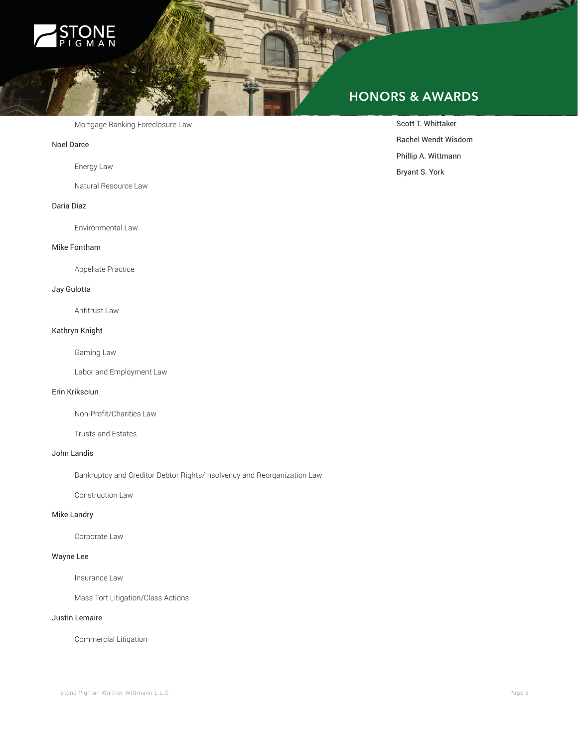Mortgage Banking Foreclosure Law

Noel Darce

- Energy Law
- Natural Resource Law

Daria Diaz

- Environmental Law

Mike Fontham

- Appellate Practice

Jay Gulotta

- Antitrust Law

Kathryn Knight

- Gaming Law
- Labor and Employment Law

Erin Kriksciun

- Non-Profit/Charities Law
- Trusts and Estates

John Landis

- Bankruptcy and Creditor Debtor Rights/Insolvency and Reorganization Law
- Construction Law

Mike Landry

- Corporate Law

Wayne Lee

- Insurance Law
- Mass Tort Litigation/Class Actions

Justin Lemaire

- Commercial Litigation

Scott T. Whittaker

Rachel Wendt Wisdom

Phillip A. Wittmann

Bryant S. York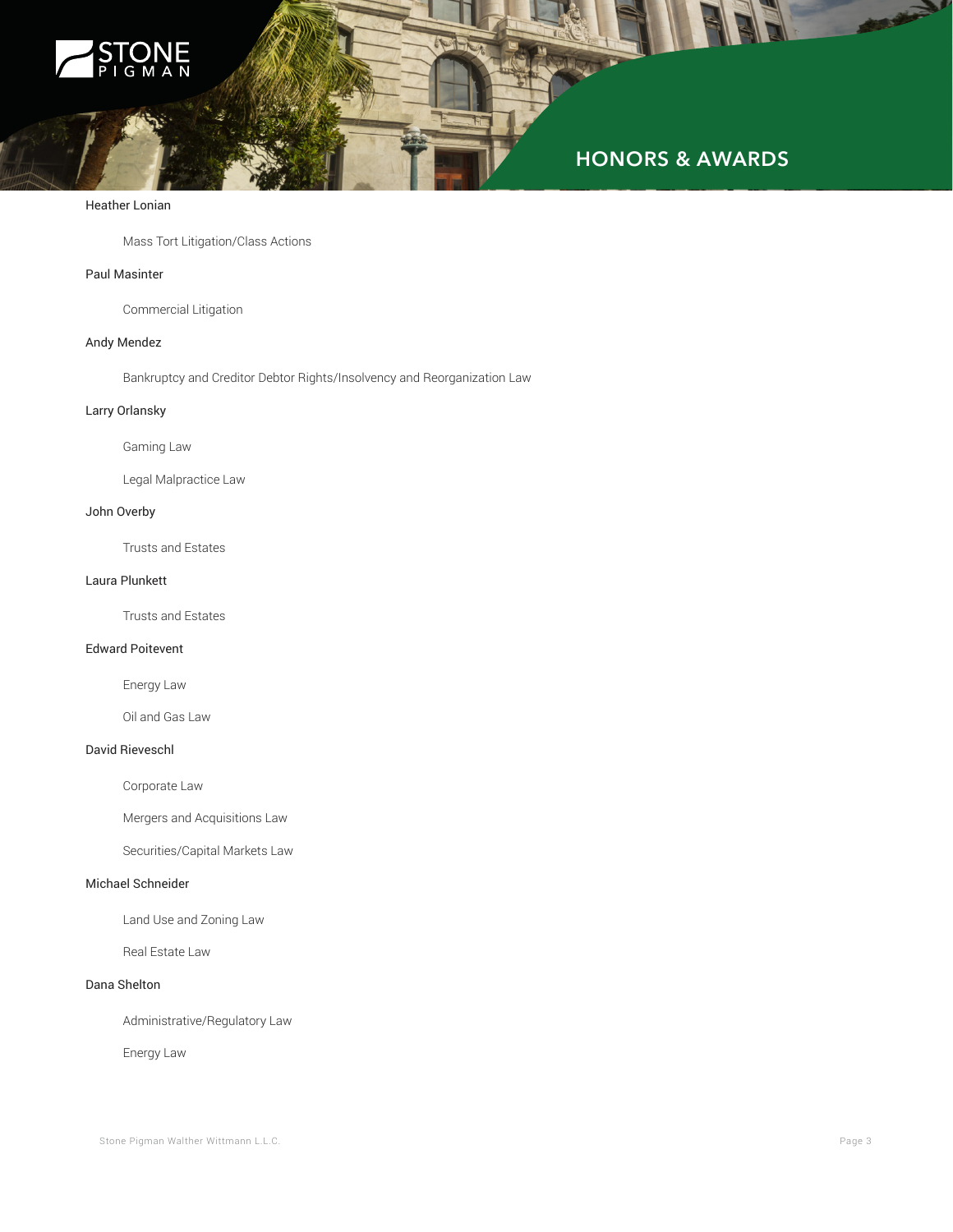Heather Lonian

- Mass Tort Litigation/Class Actions

Paul Masinter

- Commercial Litigation

Andy Mendez

- Bankruptcy and Creditor Debtor Rights/Insolvency and Reorganization Law

Larry Orlansky

- Gaming Law
- Legal Malpractice Law

John Overby

- Trusts and Estates

Laura Plunkett

- Trusts and Estates

Edward Poitevent

- Energy Law
- Oil and Gas Law

David Rieveschl

- Corporate Law
- Mergers and Acquisitions Law
- Securities/Capital Markets Law

Michael Schneider

- Land Use and Zoning Law
- Real Estate Law

Dana Shelton

- Administrative/Regulatory Law
- Energy Law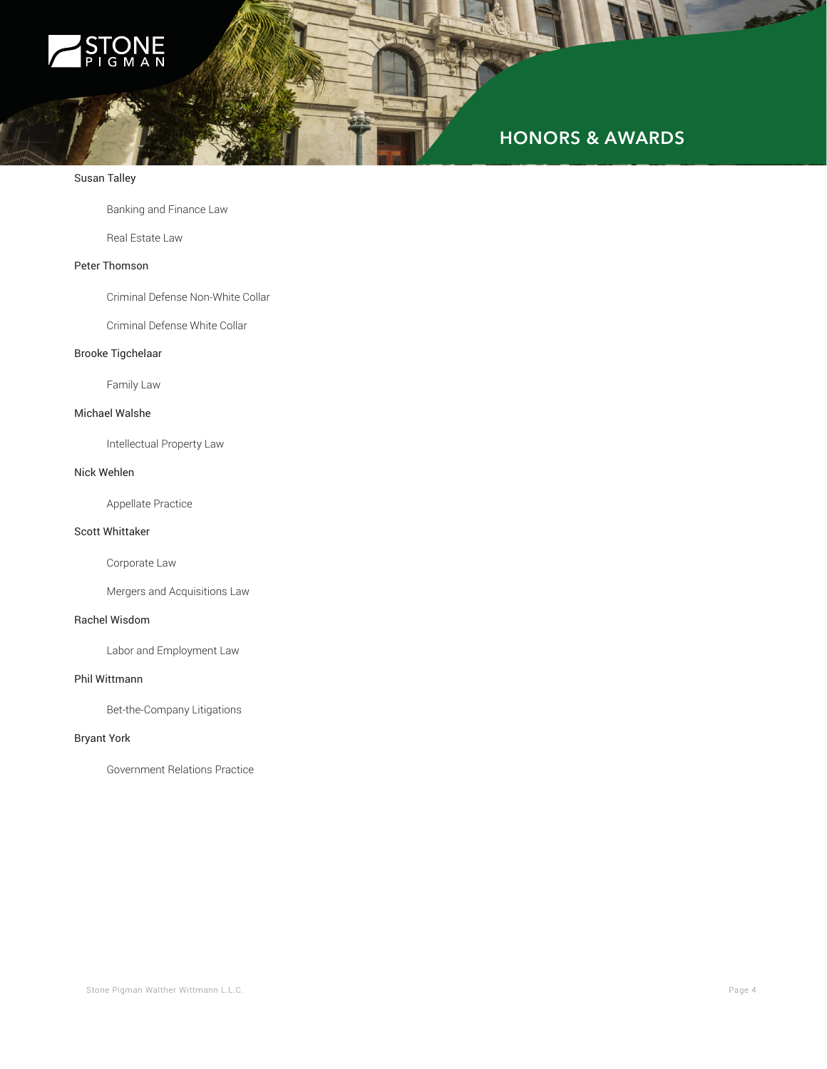## HONORS & AWARDS

Susan Talley

- Banking and Finance Law
- Real Estate Law

Peter Thomson

- Criminal Defense Non-White Collar
- Criminal Defense White Collar

Brooke Tigchelaar

- Family Law

Michael Walshe

- Intellectual Property Law

Nick Wehlen

- Appellate Practice

Scott Whittaker

- Corporate Law
- Mergers and Acquisitions Law

Rachel Wisdom

- Labor and Employment Law

Phil Wittmann

- Bet-the-Company Litigations

Bryant York

- Government Relations Practice